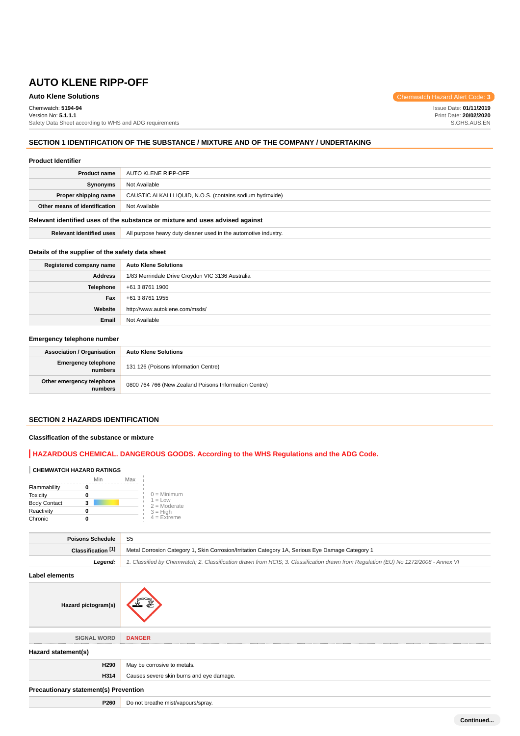# AUTO KLENE RIPP-OFF

**Auto Klene Solutions**

Chemwatch Hazard Alert Code: **3**

Chemwatch: **5194-94**
Version No: **5.1.1.1**
Safety Data Sheet according to WHS and ADG requirements

Issue Date: **01/11/2019**
Print Date: **20/02/2020**
S.GHS.AUS.EN

## SECTION 1 IDENTIFICATION OF THE SUBSTANCE / MIXTURE AND OF THE COMPANY / UNDERTAKING

### Product Identifier

| | |
|---|---|
| **Product name** | AUTO KLENE RIPP-OFF |
| **Synonyms** | Not Available |
| **Proper shipping name** | CAUSTIC ALKALI LIQUID, N.O.S. (contains sodium hydroxide) |
| **Other means of identification** | Not Available |

### Relevant identified uses of the substance or mixture and uses advised against

| | |
|---|---|
| **Relevant identified uses** | All purpose heavy duty cleaner used in the automotive industry. |

### Details of the supplier of the safety data sheet

| | |
|---|---|
| **Registered company name** | **Auto Klene Solutions** |
| **Address** | 1/83 Merrindale Drive Croydon VIC 3136 Australia |
| **Telephone** | +61 3 8761 1900 |
| **Fax** | +61 3 8761 1955 |
| **Website** | http://www.autoklene.com/msds/ |
| **Email** | Not Available |

### Emergency telephone number

| | |
|---|---|
| **Association / Organisation** | **Auto Klene Solutions** |
| **Emergency telephone numbers** | 131 126 (Poisons Information Centre) |
| **Other emergency telephone numbers** | 0800 764 766 (New Zealand Poisons Information Centre) |

## SECTION 2 HAZARDS IDENTIFICATION

### Classification of the substance or mixture

**HAZARDOUS CHEMICAL. DANGEROUS GOODS. According to the WHS Regulations and the ADG Code.**

**CHEMWATCH HAZARD RATINGS**

| | Min/Max |
|---|---|
| Flammability | 0 |
| Toxicity | 0 |
| Body Contact | 3 |
| Reactivity | 0 |
| Chronic | 0 |

0 = Minimum
1 = Low
2 = Moderate
3 = High
4 = Extreme

| | |
|---|---|
| **Poisons Schedule** | S5 |
| **Classification [1]** | Metal Corrosion Category 1, Skin Corrosion/Irritation Category 1A, Serious Eye Damage Category 1 |
| ***Legend:*** | *1. Classified by Chemwatch; 2. Classification drawn from HCIS; 3. Classification drawn from Regulation (EU) No 1272/2008 - Annex VI* |

### Label elements

| | |
|---|---|
| **Hazard pictogram(s)** | |
| SIGNAL WORD | **DANGER** |

### Hazard statement(s)

| | |
|---|---|
| **H290** | May be corrosive to metals. |
| **H314** | Causes severe skin burns and eye damage. |

### Precautionary statement(s) Prevention

| | |
|---|---|
| **P260** | Do not breathe mist/vapours/spray. |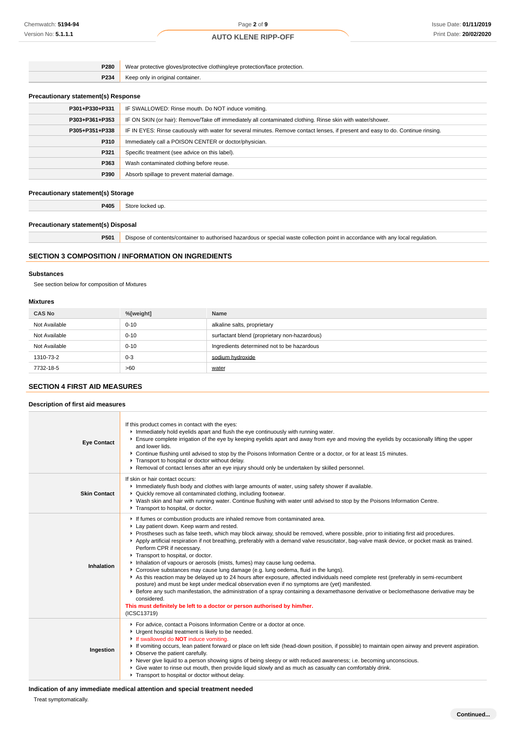| | |
|---|---|
| **P280** | Wear protective gloves/protective clothing/eye protection/face protection. |
| **P234** | Keep only in original container. |

### Precautionary statement(s) Response

| | |
|---|---|
| **P301+P330+P331** | IF SWALLOWED: Rinse mouth. Do NOT induce vomiting. |
| **P303+P361+P353** | IF ON SKIN (or hair): Remove/Take off immediately all contaminated clothing. Rinse skin with water/shower. |
| **P305+P351+P338** | IF IN EYES: Rinse cautiously with water for several minutes. Remove contact lenses, if present and easy to do. Continue rinsing. |
| **P310** | Immediately call a POISON CENTER or doctor/physician. |
| **P321** | Specific treatment (see advice on this label). |
| **P363** | Wash contaminated clothing before reuse. |
| **P390** | Absorb spillage to prevent material damage. |

### Precautionary statement(s) Storage

| | |
|---|---|
| **P405** | Store locked up. |

### Precautionary statement(s) Disposal

| | |
|---|---|
| **P501** | Dispose of contents/container to authorised hazardous or special waste collection point in accordance with any local regulation. |

## SECTION 3 COMPOSITION / INFORMATION ON INGREDIENTS

### Substances

See section below for composition of Mixtures

### Mixtures

| CAS No | %[weight] | Name |
|---|---|---|
| Not Available | 0-10 | alkaline salts, proprietary |
| Not Available | 0-10 | surfactant blend (proprietary non-hazardous) |
| Not Available | 0-10 | Ingredients determined not to be hazardous |
| 1310-73-2 | 0-3 | sodium hydroxide |
| 7732-18-5 | >60 | water |

## SECTION 4 FIRST AID MEASURES

### Description of first aid measures

| | |
|---|---|
| **Eye Contact** | If this product comes in contact with the eyes:<br>▸ Immediately hold eyelids apart and flush the eye continuously with running water.<br>▸ Ensure complete irrigation of the eye by keeping eyelids apart and away from eye and moving the eyelids by occasionally lifting the upper and lower lids.<br>▸ Continue flushing until advised to stop by the Poisons Information Centre or a doctor, or for at least 15 minutes.<br>▸ Transport to hospital or doctor without delay.<br>▸ Removal of contact lenses after an eye injury should only be undertaken by skilled personnel. |
| **Skin Contact** | If skin or hair contact occurs:<br>▸ Immediately flush body and clothes with large amounts of water, using safety shower if available.<br>▸ Quickly remove all contaminated clothing, including footwear.<br>▸ Wash skin and hair with running water. Continue flushing with water until advised to stop by the Poisons Information Centre.<br>▸ Transport to hospital, or doctor. |
| **Inhalation** | ▸ If fumes or combustion products are inhaled remove from contaminated area.<br>▸ Lay patient down. Keep warm and rested.<br>▸ Prostheses such as false teeth, which may block airway, should be removed, where possible, prior to initiating first aid procedures.<br>▸ Apply artificial respiration if not breathing, preferably with a demand valve resuscitator, bag-valve mask device, or pocket mask as trained. Perform CPR if necessary.<br>▸ Transport to hospital, or doctor.<br>▸ Inhalation of vapours or aerosols (mists, fumes) may cause lung oedema.<br>▸ Corrosive substances may cause lung damage (e.g. lung oedema, fluid in the lungs).<br>▸ As this reaction may be delayed up to 24 hours after exposure, affected individuals need complete rest (preferably in semi-recumbent posture) and must be kept under medical observation even if no symptoms are (yet) manifested.<br>▸ Before any such manifestation, the administration of a spray containing a dexamethasone derivative or beclomethasone derivative may be considered.<br>**This must definitely be left to a doctor or person authorised by him/her.**<br>(ICSC13719) |
| **Ingestion** | ▸ For advice, contact a Poisons Information Centre or a doctor at once.<br>▸ Urgent hospital treatment is likely to be needed.<br>▸ If swallowed do **NOT** induce vomiting.<br>▸ If vomiting occurs, lean patient forward or place on left side (head-down position, if possible) to maintain open airway and prevent aspiration.<br>▸ Observe the patient carefully.<br>▸ Never give liquid to a person showing signs of being sleepy or with reduced awareness; i.e. becoming unconscious.<br>▸ Give water to rinse out mouth, then provide liquid slowly and as much as casualty can comfortably drink.<br>▸ Transport to hospital or doctor without delay. |

### Indication of any immediate medical attention and special treatment needed

Treat symptomatically.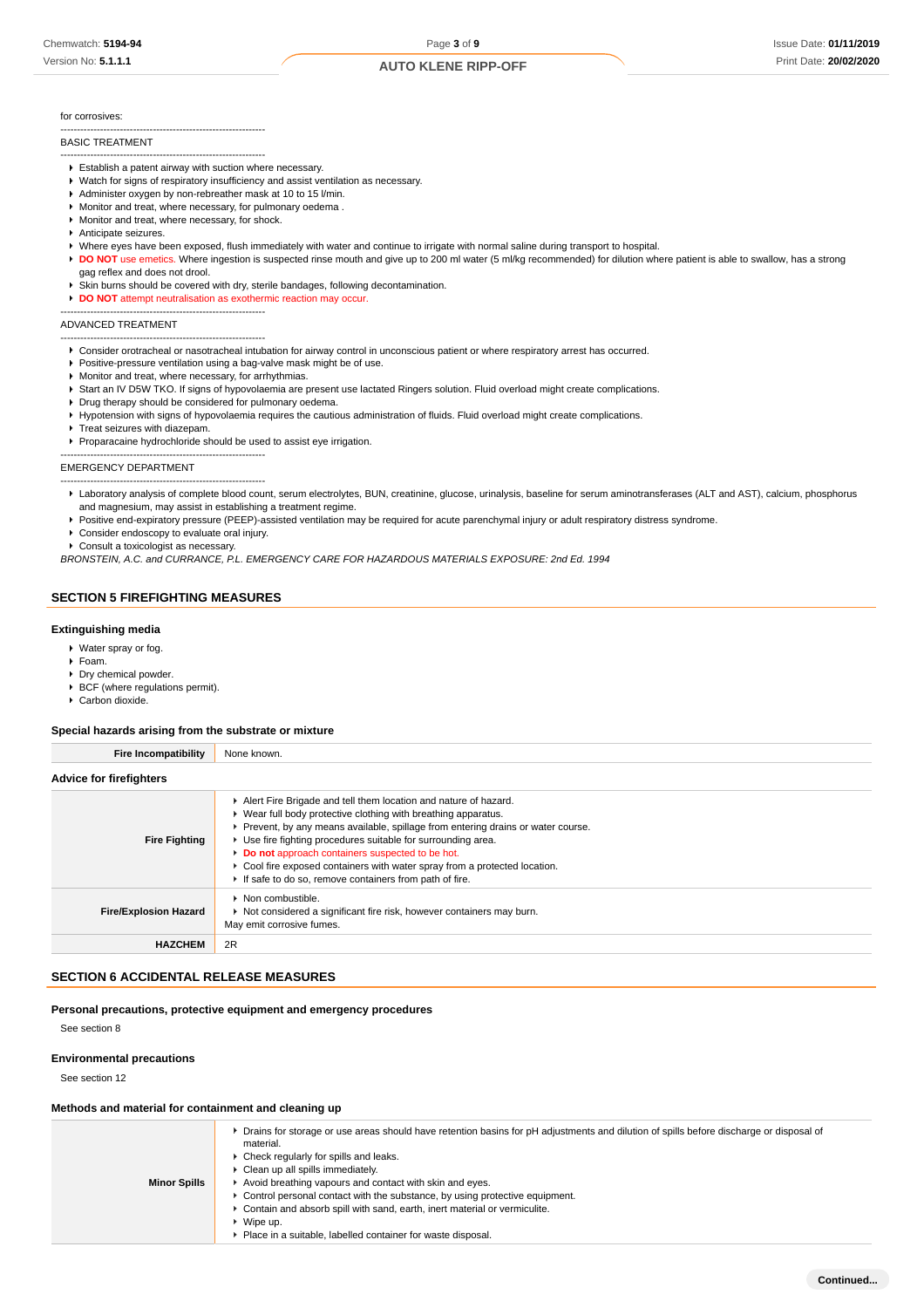for corrosives:

--------------------------------------------------------------
BASIC TREATMENT
--------------------------------------------------------------

- Establish a patent airway with suction where necessary.
- Watch for signs of respiratory insufficiency and assist ventilation as necessary.
- Administer oxygen by non-rebreather mask at 10 to 15 l/min.
- Monitor and treat, where necessary, for pulmonary oedema .
- Monitor and treat, where necessary, for shock.
- Anticipate seizures.
- Where eyes have been exposed, flush immediately with water and continue to irrigate with normal saline during transport to hospital.
- **DO NOT** use emetics. Where ingestion is suspected rinse mouth and give up to 200 ml water (5 ml/kg recommended) for dilution where patient is able to swallow, has a strong gag reflex and does not drool.
- Skin burns should be covered with dry, sterile bandages, following decontamination.
- **DO NOT** attempt neutralisation as exothermic reaction may occur.

--------------------------------------------------------------
ADVANCED TREATMENT
--------------------------------------------------------------

- Consider orotracheal or nasotracheal intubation for airway control in unconscious patient or where respiratory arrest has occurred.
- Positive-pressure ventilation using a bag-valve mask might be of use.
- Monitor and treat, where necessary, for arrhythmias.
- Start an IV D5W TKO. If signs of hypovolaemia are present use lactated Ringers solution. Fluid overload might create complications.
- Drug therapy should be considered for pulmonary oedema.
- Hypotension with signs of hypovolaemia requires the cautious administration of fluids. Fluid overload might create complications.
- Treat seizures with diazepam.
- Proparacaine hydrochloride should be used to assist eye irrigation.

--------------------------------------------------------------
EMERGENCY DEPARTMENT
--------------------------------------------------------------

- Laboratory analysis of complete blood count, serum electrolytes, BUN, creatinine, glucose, urinalysis, baseline for serum aminotransferases (ALT and AST), calcium, phosphorus and magnesium, may assist in establishing a treatment regime.
- Positive end-expiratory pressure (PEEP)-assisted ventilation may be required for acute parenchymal injury or adult respiratory distress syndrome.
- Consider endoscopy to evaluate oral injury.
- Consult a toxicologist as necessary.

*BRONSTEIN, A.C. and CURRANCE, P.L. EMERGENCY CARE FOR HAZARDOUS MATERIALS EXPOSURE: 2nd Ed. 1994*

## SECTION 5 FIREFIGHTING MEASURES

### Extinguishing media

- Water spray or fog.
- Foam.
- Dry chemical powder.
- BCF (where regulations permit).
- Carbon dioxide.

### Special hazards arising from the substrate or mixture

| | |
|---|---|
| **Fire Incompatibility** | None known. |

### Advice for firefighters

| | |
|---|---|
| **Fire Fighting** | Alert Fire Brigade and tell them location and nature of hazard.<br>Wear full body protective clothing with breathing apparatus.<br>Prevent, by any means available, spillage from entering drains or water course.<br>Use fire fighting procedures suitable for surrounding area.<br>**Do not** approach containers suspected to be hot.<br>Cool fire exposed containers with water spray from a protected location.<br>If safe to do so, remove containers from path of fire. |
| **Fire/Explosion Hazard** | Non combustible.<br>Not considered a significant fire risk, however containers may burn.<br>May emit corrosive fumes. |
| **HAZCHEM** | 2R |

## SECTION 6 ACCIDENTAL RELEASE MEASURES

### Personal precautions, protective equipment and emergency procedures

See section 8

### Environmental precautions

See section 12

### Methods and material for containment and cleaning up

| | |
|---|---|
| **Minor Spills** | Drains for storage or use areas should have retention basins for pH adjustments and dilution of spills before discharge or disposal of material.<br>Check regularly for spills and leaks.<br>Clean up all spills immediately.<br>Avoid breathing vapours and contact with skin and eyes.<br>Control personal contact with the substance, by using protective equipment.<br>Contain and absorb spill with sand, earth, inert material or vermiculite.<br>Wipe up.<br>Place in a suitable, labelled container for waste disposal. |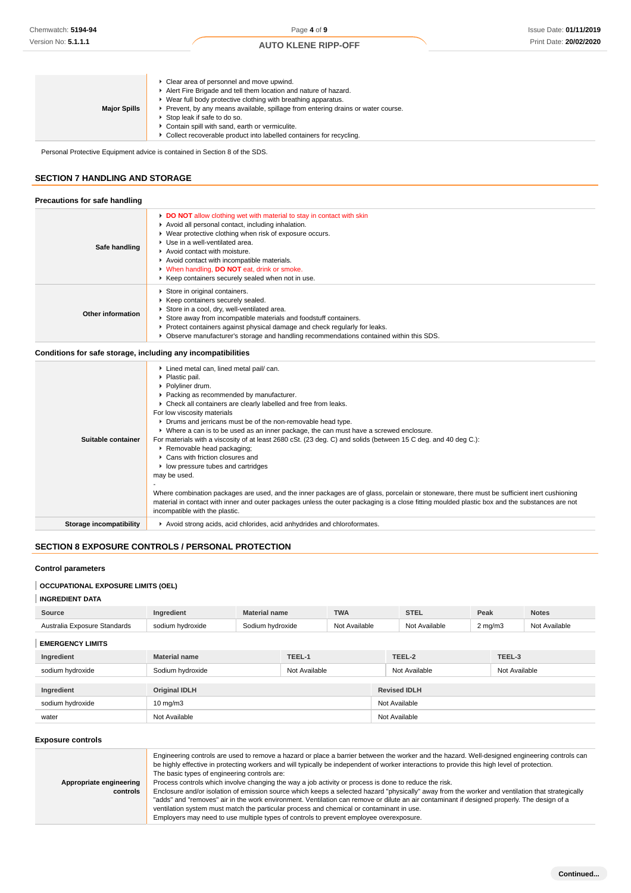| | |
|---|---|
| **Major Spills** | ‣ Clear area of personnel and move upwind.<br>‣ Alert Fire Brigade and tell them location and nature of hazard.<br>‣ Wear full body protective clothing with breathing apparatus.<br>‣ Prevent, by any means available, spillage from entering drains or water course.<br>‣ Stop leak if safe to do so.<br>‣ Contain spill with sand, earth or vermiculite.<br>‣ Collect recoverable product into labelled containers for recycling. |

Personal Protective Equipment advice is contained in Section 8 of the SDS.

## SECTION 7 HANDLING AND STORAGE

### Precautions for safe handling

| | |
|---|---|
| **Safe handling** | ‣ **DO NOT** allow clothing wet with material to stay in contact with skin<br>‣ Avoid all personal contact, including inhalation.<br>‣ Wear protective clothing when risk of exposure occurs.<br>‣ Use in a well-ventilated area.<br>‣ Avoid contact with moisture.<br>‣ Avoid contact with incompatible materials.<br>‣ When handling, **DO NOT** eat, drink or smoke.<br>‣ Keep containers securely sealed when not in use. |
| **Other information** | ‣ Store in original containers.<br>‣ Keep containers securely sealed.<br>‣ Store in a cool, dry, well-ventilated area.<br>‣ Store away from incompatible materials and foodstuff containers.<br>‣ Protect containers against physical damage and check regularly for leaks.<br>‣ Observe manufacturer's storage and handling recommendations contained within this SDS. |

### Conditions for safe storage, including any incompatibilities

| | |
|---|---|
| **Suitable container** | ‣ Lined metal can, lined metal pail/ can.<br>‣ Plastic pail.<br>‣ Polyliner drum.<br>‣ Packing as recommended by manufacturer.<br>‣ Check all containers are clearly labelled and free from leaks.<br>For low viscosity materials<br>‣ Drums and jerricans must be of the non-removable head type.<br>‣ Where a can is to be used as an inner package, the can must have a screwed enclosure.<br>For materials with a viscosity of at least 2680 cSt. (23 deg. C) and solids (between 15 C deg. and 40 deg C.):<br>‣ Removable head packaging;<br>‣ Cans with friction closures and<br>‣ low pressure tubes and cartridges<br>may be used.<br>-<br>Where combination packages are used, and the inner packages are of glass, porcelain or stoneware, there must be sufficient inert cushioning material in contact with inner and outer packages unless the outer packaging is a close fitting moulded plastic box and the substances are not incompatible with the plastic. |
| **Storage incompatibility** | ‣ Avoid strong acids, acid chlorides, acid anhydrides and chloroformates. |

## SECTION 8 EXPOSURE CONTROLS / PERSONAL PROTECTION

### Control parameters

**OCCUPATIONAL EXPOSURE LIMITS (OEL)**

**INGREDIENT DATA**

| Source | Ingredient | Material name | TWA | STEL | Peak | Notes |
|---|---|---|---|---|---|---|
| Australia Exposure Standards | sodium hydroxide | Sodium hydroxide | Not Available | Not Available | 2 mg/m3 | Not Available |

**EMERGENCY LIMITS**

| Ingredient | Material name | TEEL-1 | TEEL-2 | TEEL-3 |
|---|---|---|---|---|
| sodium hydroxide | Sodium hydroxide | Not Available | Not Available | Not Available |

| Ingredient | Original IDLH | Revised IDLH |
|---|---|---|
| sodium hydroxide | 10 mg/m3 | Not Available |
| water | Not Available | Not Available |

### Exposure controls

| | |
|---|---|
| **Appropriate engineering controls** | Engineering controls are used to remove a hazard or place a barrier between the worker and the hazard. Well-designed engineering controls can be highly effective in protecting workers and will typically be independent of worker interactions to provide this high level of protection.<br>The basic types of engineering controls are:<br>Process controls which involve changing the way a job activity or process is done to reduce the risk.<br>Enclosure and/or isolation of emission source which keeps a selected hazard "physically" away from the worker and ventilation that strategically "adds" and "removes" air in the work environment. Ventilation can remove or dilute an air contaminant if designed properly. The design of a ventilation system must match the particular process and chemical or contaminant in use.<br>Employers may need to use multiple types of controls to prevent employee overexposure. |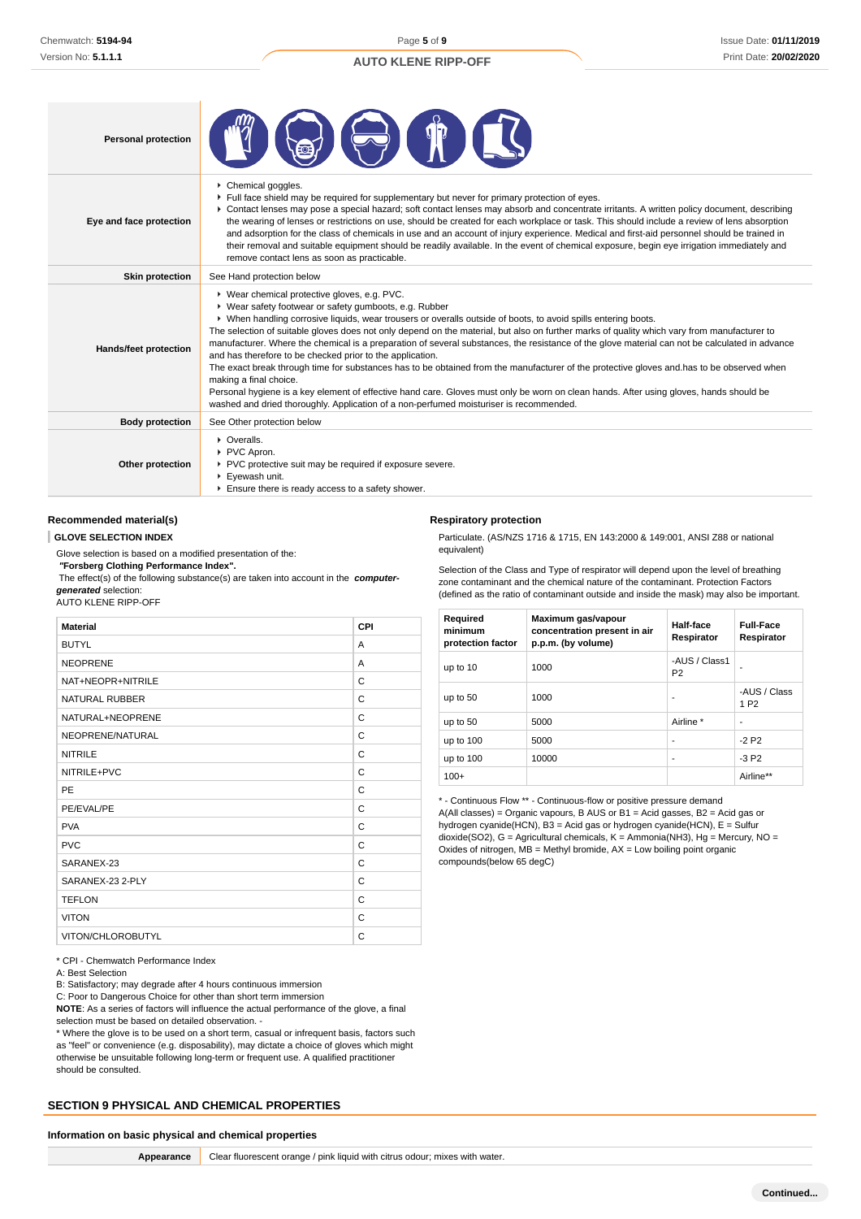| | |
|---|---|
| **Personal protection** | |
| **Eye and face protection** | ▸ Chemical goggles.<br>▸ Full face shield may be required for supplementary but never for primary protection of eyes.<br>▸ Contact lenses may pose a special hazard; soft contact lenses may absorb and concentrate irritants. A written policy document, describing the wearing of lenses or restrictions on use, should be created for each workplace or task. This should include a review of lens absorption and adsorption for the class of chemicals in use and an account of injury experience. Medical and first-aid personnel should be trained in their removal and suitable equipment should be readily available. In the event of chemical exposure, begin eye irrigation immediately and remove contact lens as soon as practicable. |
| **Skin protection** | See Hand protection below |
| **Hands/feet protection** | ▸ Wear chemical protective gloves, e.g. PVC.<br>▸ Wear safety footwear or safety gumboots, e.g. Rubber<br>▸ When handling corrosive liquids, wear trousers or overalls outside of boots, to avoid spills entering boots.<br>The selection of suitable gloves does not only depend on the material, but also on further marks of quality which vary from manufacturer to manufacturer. Where the chemical is a preparation of several substances, the resistance of the glove material can not be calculated in advance and has therefore to be checked prior to the application.<br>The exact break through time for substances has to be obtained from the manufacturer of the protective gloves and.has to be observed when making a final choice.<br>Personal hygiene is a key element of effective hand care. Gloves must only be worn on clean hands. After using gloves, hands should be washed and dried thoroughly. Application of a non-perfumed moisturiser is recommended. |
| **Body protection** | See Other protection below |
| **Other protection** | ▸ Overalls.<br>▸ PVC Apron.<br>▸ PVC protective suit may be required if exposure severe.<br>▸ Eyewash unit.<br>▸ Ensure there is ready access to a safety shower. |

### Recommended material(s)

**GLOVE SELECTION INDEX**

Glove selection is based on a modified presentation of the:
***"Forsberg Clothing Performance Index".***
The effect(s) of the following substance(s) are taken into account in the ***computer-generated*** selection:
AUTO KLENE RIPP-OFF

| Material | CPI |
|---|---|
| BUTYL | A |
| NEOPRENE | A |
| NAT+NEOPR+NITRILE | C |
| NATURAL RUBBER | C |
| NATURAL+NEOPRENE | C |
| NEOPRENE/NATURAL | C |
| NITRILE | C |
| NITRILE+PVC | C |
| PE | C |
| PE/EVAL/PE | C |
| PVA | C |
| PVC | C |
| SARANEX-23 | C |
| SARANEX-23 2-PLY | C |
| TEFLON | C |
| VITON | C |
| VITON/CHLOROBUTYL | C |

\* CPI - Chemwatch Performance Index
A: Best Selection
B: Satisfactory; may degrade after 4 hours continuous immersion
C: Poor to Dangerous Choice for other than short term immersion
**NOTE**: As a series of factors will influence the actual performance of the glove, a final selection must be based on detailed observation. -
\* Where the glove is to be used on a short term, casual or infrequent basis, factors such as "feel" or convenience (e.g. disposability), may dictate a choice of gloves which might otherwise be unsuitable following long-term or frequent use. A qualified practitioner should be consulted.

### Respiratory protection

Particulate. (AS/NZS 1716 & 1715, EN 143:2000 & 149:001, ANSI Z88 or national equivalent)

Selection of the Class and Type of respirator will depend upon the level of breathing zone contaminant and the chemical nature of the contaminant. Protection Factors (defined as the ratio of contaminant outside and inside the mask) may also be important.

| Required minimum protection factor | Maximum gas/vapour concentration present in air p.p.m. (by volume) | Half-face Respirator | Full-Face Respirator |
|---|---|---|---|
| up to 10 | 1000 | -AUS / Class1 P2 | - |
| up to 50 | 1000 | - | -AUS / Class 1 P2 |
| up to 50 | 5000 | Airline * | - |
| up to 100 | 5000 | - | -2 P2 |
| up to 100 | 10000 | - | -3 P2 |
| 100+ | | | Airline** |

\* - Continuous Flow ** - Continuous-flow or positive pressure demand
A(All classes) = Organic vapours, B AUS or B1 = Acid gasses, B2 = Acid gas or hydrogen cyanide(HCN), B3 = Acid gas or hydrogen cyanide(HCN), E = Sulfur dioxide(SO2), G = Agricultural chemicals, K = Ammonia(NH3), Hg = Mercury, NO = Oxides of nitrogen, MB = Methyl bromide, AX = Low boiling point organic compounds(below 65 degC)

## SECTION 9 PHYSICAL AND CHEMICAL PROPERTIES

### Information on basic physical and chemical properties

| | |
|---|---|
| **Appearance** | Clear fluorescent orange / pink liquid with citrus odour; mixes with water. |

Continued...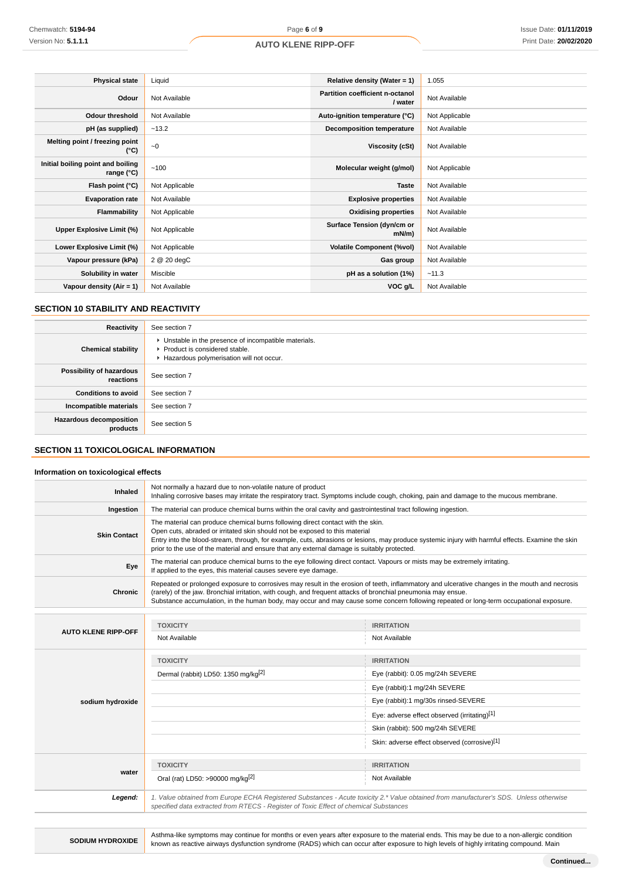| | | | |
|---|---|---|---|
| **Physical state** | Liquid | **Relative density (Water = 1)** | 1.055 |
| **Odour** | Not Available | **Partition coefficient n-octanol / water** | Not Available |
| **Odour threshold** | Not Available | **Auto-ignition temperature (°C)** | Not Applicable |
| **pH (as supplied)** | ~13.2 | **Decomposition temperature** | Not Available |
| **Melting point / freezing point (°C)** | ~0 | **Viscosity (cSt)** | Not Available |
| **Initial boiling point and boiling range (°C)** | ~100 | **Molecular weight (g/mol)** | Not Applicable |
| **Flash point (°C)** | Not Applicable | **Taste** | Not Available |
| **Evaporation rate** | Not Available | **Explosive properties** | Not Available |
| **Flammability** | Not Applicable | **Oxidising properties** | Not Available |
| **Upper Explosive Limit (%)** | Not Applicable | **Surface Tension (dyn/cm or mN/m)** | Not Available |
| **Lower Explosive Limit (%)** | Not Applicable | **Volatile Component (%vol)** | Not Available |
| **Vapour pressure (kPa)** | 2 @ 20 degC | **Gas group** | Not Available |
| **Solubility in water** | Miscible | **pH as a solution (1%)** | ~11.3 |
| **Vapour density (Air = 1)** | Not Available | **VOC g/L** | Not Available |

## SECTION 10 STABILITY AND REACTIVITY

| | |
|---|---|
| **Reactivity** | See section 7 |
| **Chemical stability** | ‣ Unstable in the presence of incompatible materials.<br>‣ Product is considered stable.<br>‣ Hazardous polymerisation will not occur. |
| **Possibility of hazardous reactions** | See section 7 |
| **Conditions to avoid** | See section 7 |
| **Incompatible materials** | See section 7 |
| **Hazardous decomposition products** | See section 5 |

## SECTION 11 TOXICOLOGICAL INFORMATION

### Information on toxicological effects

| | |
|---|---|
| **Inhaled** | Not normally a hazard due to non-volatile nature of product<br>Inhaling corrosive bases may irritate the respiratory tract. Symptoms include cough, choking, pain and damage to the mucous membrane. |
| **Ingestion** | The material can produce chemical burns within the oral cavity and gastrointestinal tract following ingestion. |
| **Skin Contact** | The material can produce chemical burns following direct contact with the skin.<br>Open cuts, abraded or irritated skin should not be exposed to this material<br>Entry into the blood-stream, through, for example, cuts, abrasions or lesions, may produce systemic injury with harmful effects. Examine the skin prior to the use of the material and ensure that any external damage is suitably protected. |
| **Eye** | The material can produce chemical burns to the eye following direct contact. Vapours or mists may be extremely irritating.<br>If applied to the eyes, this material causes severe eye damage. |
| **Chronic** | Repeated or prolonged exposure to corrosives may result in the erosion of teeth, inflammatory and ulcerative changes in the mouth and necrosis (rarely) of the jaw. Bronchial irritation, with cough, and frequent attacks of bronchial pneumonia may ensue.<br>Substance accumulation, in the human body, may occur and may cause some concern following repeated or long-term occupational exposure. |

| | TOXICITY | IRRITATION |
|---|---|---|
| **AUTO KLENE RIPP-OFF** | Not Available | Not Available |
| **sodium hydroxide** | **TOXICITY** | **IRRITATION** |
| | Dermal (rabbit) LD50: 1350 mg/kg[2] | Eye (rabbit): 0.05 mg/24h SEVERE |
| | | Eye (rabbit):1 mg/24h SEVERE |
| | | Eye (rabbit):1 mg/30s rinsed-SEVERE |
| | | Eye: adverse effect observed (irritating)[1] |
| | | Skin (rabbit): 500 mg/24h SEVERE |
| | | Skin: adverse effect observed (corrosive)[1] |
| **water** | **TOXICITY** | **IRRITATION** |
| | Oral (rat) LD50: >90000 mg/kg[2] | Not Available |
| ***Legend:*** | *1. Value obtained from Europe ECHA Registered Substances - Acute toxicity 2.* Value obtained from manufacturer's SDS. Unless otherwise specified data extracted from RTECS - Register of Toxic Effect of chemical Substances* | |

| | |
|---|---|
| **SODIUM HYDROXIDE** | Asthma-like symptoms may continue for months or even years after exposure to the material ends. This may be due to a non-allergic condition known as reactive airways dysfunction syndrome (RADS) which can occur after exposure to high levels of highly irritating compound. Main |

**Continued...**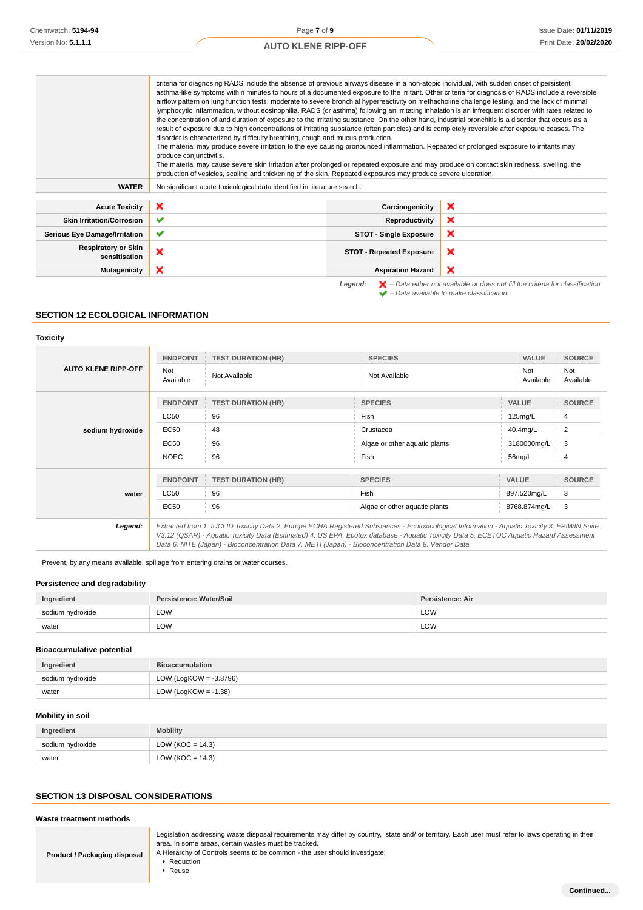| | |
|---|---|
| | criteria for diagnosing RADS include the absence of previous airways disease in a non-atopic individual, with sudden onset of persistent asthma-like symptoms within minutes to hours of a documented exposure to the irritant. Other criteria for diagnosis of RADS include a reversible airflow pattern on lung function tests, moderate to severe bronchial hyperreactivity on methacholine challenge testing, and the lack of minimal lymphocytic inflammation, without eosinophilia. RADS (or asthma) following an irritating inhalation is an infrequent disorder with rates related to the concentration of and duration of exposure to the irritating substance. On the other hand, industrial bronchitis is a disorder that occurs as a result of exposure due to high concentrations of irritating substance (often particles) and is completely reversible after exposure ceases. The disorder is characterized by difficulty breathing, cough and mucus production.<br>The material may produce severe irritation to the eye causing pronounced inflammation. Repeated or prolonged exposure to irritants may produce conjunctivitis.<br>The material may cause severe skin irritation after prolonged or repeated exposure and may produce on contact skin redness, swelling, the production of vesicles, scaling and thickening of the skin. Repeated exposures may produce severe ulceration. |
| **WATER** | No significant acute toxicological data identified in literature search. |

| | | | |
|---|---|---|---|
| **Acute Toxicity** | ✗ | **Carcinogenicity** | ✗ |
| **Skin Irritation/Corrosion** | ✔ | **Reproductivity** | ✗ |
| **Serious Eye Damage/Irritation** | ✔ | **STOT - Single Exposure** | ✗ |
| **Respiratory or Skin sensitisation** | ✗ | **STOT - Repeated Exposure** | ✗ |
| **Mutagenicity** | ✗ | **Aspiration Hazard** | ✗ |

*Legend:* ✗ *– Data either not available or does not fill the criteria for classification*
✔ *– Data available to make classification*

## SECTION 12 ECOLOGICAL INFORMATION

### Toxicity

| | ENDPOINT | TEST DURATION (HR) | SPECIES | VALUE | SOURCE |
|---|---|---|---|---|---|
| **AUTO KLENE RIPP-OFF** | Not Available | Not Available | Not Available | Not Available | Not Available |
| **sodium hydroxide** | LC50 | 96 | Fish | 125mg/L | 4 |
| | EC50 | 48 | Crustacea | 40.4mg/L | 2 |
| | EC50 | 96 | Algae or other aquatic plants | 3180000mg/L | 3 |
| | NOEC | 96 | Fish | 56mg/L | 4 |
| **water** | LC50 | 96 | Fish | 897.520mg/L | 3 |
| | EC50 | 96 | Algae or other aquatic plants | 8768.874mg/L | 3 |
| ***Legend:*** | *Extracted from 1. IUCLID Toxicity Data 2. Europe ECHA Registered Substances - Ecotoxicological Information - Aquatic Toxicity 3. EPIWIN Suite V3.12 (QSAR) - Aquatic Toxicity Data (Estimated) 4. US EPA, Ecotox database - Aquatic Toxicity Data 5. ECETOC Aquatic Hazard Assessment Data 6. NITE (Japan) - Bioconcentration Data 7. METI (Japan) - Bioconcentration Data 8. Vendor Data* | | | | |

Prevent, by any means available, spillage from entering drains or water courses.

### Persistence and degradability

| Ingredient | Persistence: Water/Soil | Persistence: Air |
|---|---|---|
| sodium hydroxide | LOW | LOW |
| water | LOW | LOW |

### Bioaccumulative potential

| Ingredient | Bioaccumulation |
|---|---|
| sodium hydroxide | LOW (LogKOW = -3.8796) |
| water | LOW (LogKOW = -1.38) |

### Mobility in soil

| Ingredient | Mobility |
|---|---|
| sodium hydroxide | LOW (KOC = 14.3) |
| water | LOW (KOC = 14.3) |

## SECTION 13 DISPOSAL CONSIDERATIONS

### Waste treatment methods

| | |
|---|---|
| **Product / Packaging disposal** | Legislation addressing waste disposal requirements may differ by country, state and/ or territory. Each user must refer to laws operating in their area. In some areas, certain wastes must be tracked.<br>A Hierarchy of Controls seems to be common - the user should investigate:<br>▸ Reduction<br>▸ Reuse |

**Continued...**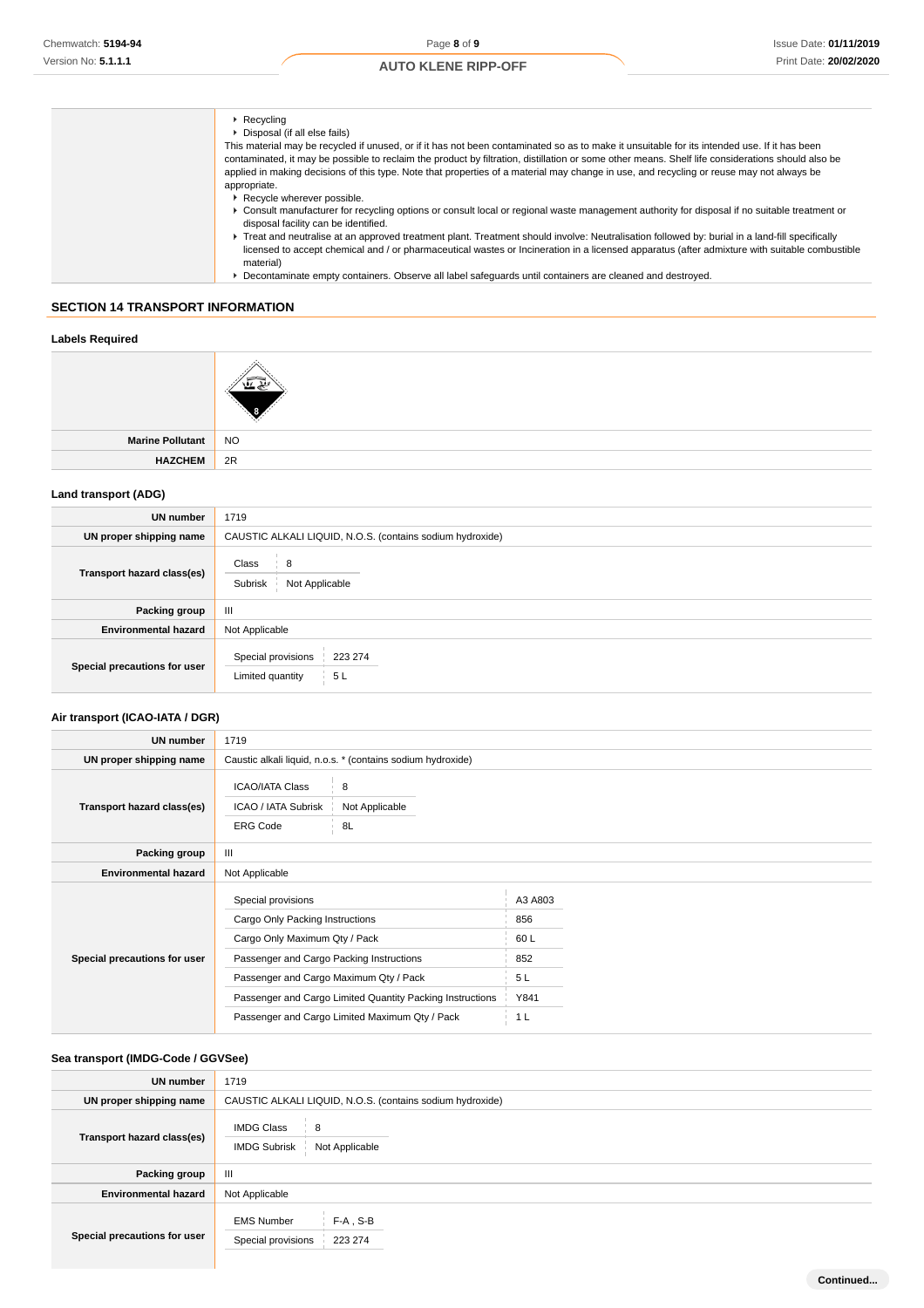| | |
|---|---|
| | - Recycling<br>- Disposal (if all else fails)<br>This material may be recycled if unused, or if it has not been contaminated so as to make it unsuitable for its intended use. If it has been contaminated, it may be possible to reclaim the product by filtration, distillation or some other means. Shelf life considerations should also be applied in making decisions of this type. Note that properties of a material may change in use, and recycling or reuse may not always be appropriate.<br>- Recycle wherever possible.<br>- Consult manufacturer for recycling options or consult local or regional waste management authority for disposal if no suitable treatment or disposal facility can be identified.<br>- Treat and neutralise at an approved treatment plant. Treatment should involve: Neutralisation followed by: burial in a land-fill specifically licensed to accept chemical and / or pharmaceutical wastes or Incineration in a licensed apparatus (after admixture with suitable combustible material)<br>- Decontaminate empty containers. Observe all label safeguards until containers are cleaned and destroyed. |

## SECTION 14 TRANSPORT INFORMATION

### Labels Required

| | |
|---|---|
| | 8 |
| **Marine Pollutant** | NO |
| **HAZCHEM** | 2R |

### Land transport (ADG)

| | |
|---|---|
| **UN number** | 1719 |
| **UN proper shipping name** | CAUSTIC ALKALI LIQUID, N.O.S. (contains sodium hydroxide) |
| **Transport hazard class(es)** | Class: 8<br>Subrisk: Not Applicable |
| **Packing group** | III |
| **Environmental hazard** | Not Applicable |
| **Special precautions for user** | Special provisions: 223 274<br>Limited quantity: 5 L |

### Air transport (ICAO-IATA / DGR)

| | |
|---|---|
| **UN number** | 1719 |
| **UN proper shipping name** | Caustic alkali liquid, n.o.s. * (contains sodium hydroxide) |
| **Transport hazard class(es)** | ICAO/IATA Class: 8<br>ICAO / IATA Subrisk: Not Applicable<br>ERG Code: 8L |
| **Packing group** | III |
| **Environmental hazard** | Not Applicable |
| **Special precautions for user** | Special provisions: A3 A803<br>Cargo Only Packing Instructions: 856<br>Cargo Only Maximum Qty / Pack: 60 L<br>Passenger and Cargo Packing Instructions: 852<br>Passenger and Cargo Maximum Qty / Pack: 5 L<br>Passenger and Cargo Limited Quantity Packing Instructions: Y841<br>Passenger and Cargo Limited Maximum Qty / Pack: 1 L |

### Sea transport (IMDG-Code / GGVSee)

| | |
|---|---|
| **UN number** | 1719 |
| **UN proper shipping name** | CAUSTIC ALKALI LIQUID, N.O.S. (contains sodium hydroxide) |
| **Transport hazard class(es)** | IMDG Class: 8<br>IMDG Subrisk: Not Applicable |
| **Packing group** | III |
| **Environmental hazard** | Not Applicable |
| **Special precautions for user** | EMS Number: F-A , S-B<br>Special provisions: 223 274 |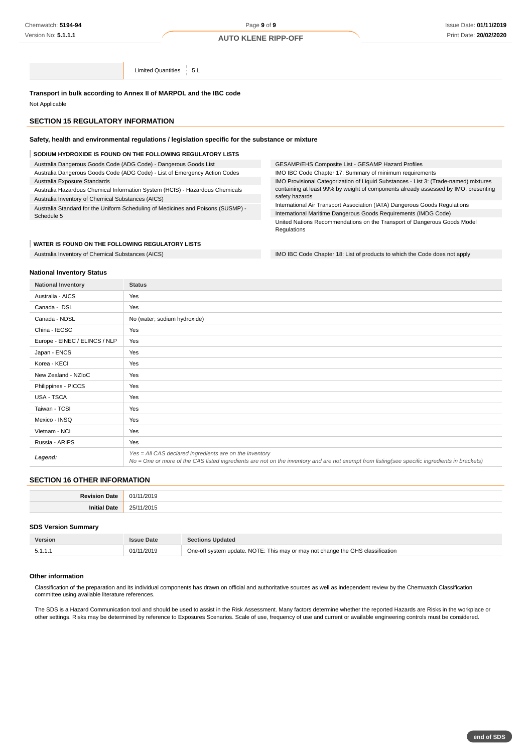| | | |
|---|---|---|
| | Limited Quantities | 5 L |

**Transport in bulk according to Annex II of MARPOL and the IBC code**

Not Applicable

## SECTION 15 REGULATORY INFORMATION

**Safety, health and environmental regulations / legislation specific for the substance or mixture**

**SODIUM HYDROXIDE IS FOUND ON THE FOLLOWING REGULATORY LISTS**

| | |
|---|---|
| Australia Dangerous Goods Code (ADG Code) - Dangerous Goods List | GESAMP/EHS Composite List - GESAMP Hazard Profiles |
| Australia Dangerous Goods Code (ADG Code) - List of Emergency Action Codes | IMO IBC Code Chapter 17: Summary of minimum requirements |
| Australia Exposure Standards | IMO Provisional Categorization of Liquid Substances - List 3: (Trade-named) mixtures containing at least 99% by weight of components already assessed by IMO, presenting safety hazards |
| Australia Hazardous Chemical Information System (HCIS) - Hazardous Chemicals | International Air Transport Association (IATA) Dangerous Goods Regulations |
| Australia Inventory of Chemical Substances (AICS) | International Maritime Dangerous Goods Requirements (IMDG Code) |
| Australia Standard for the Uniform Scheduling of Medicines and Poisons (SUSMP) - Schedule 5 | United Nations Recommendations on the Transport of Dangerous Goods Model Regulations |

**WATER IS FOUND ON THE FOLLOWING REGULATORY LISTS**

| | |
|---|---|
| Australia Inventory of Chemical Substances (AICS) | IMO IBC Code Chapter 18: List of products to which the Code does not apply |

### National Inventory Status

| National Inventory | Status |
|---|---|
| Australia - AICS | Yes |
| Canada - DSL | Yes |
| Canada - NDSL | No (water; sodium hydroxide) |
| China - IECSC | Yes |
| Europe - EINEC / ELINCS / NLP | Yes |
| Japan - ENCS | Yes |
| Korea - KECI | Yes |
| New Zealand - NZIoC | Yes |
| Philippines - PICCS | Yes |
| USA - TSCA | Yes |
| Taiwan - TCSI | Yes |
| Mexico - INSQ | Yes |
| Vietnam - NCI | Yes |
| Russia - ARIPS | Yes |
| ***Legend:*** | *Yes = All CAS declared ingredients are on the inventory*<br>*No = One or more of the CAS listed ingredients are not on the inventory and are not exempt from listing(see specific ingredients in brackets)* |

## SECTION 16 OTHER INFORMATION

| | |
|---|---|
| **Revision Date** | 01/11/2019 |
| **Initial Date** | 25/11/2015 |

### SDS Version Summary

| Version | Issue Date | Sections Updated |
|---|---|---|
| 5.1.1.1 | 01/11/2019 | One-off system update. NOTE: This may or may not change the GHS classification |

### Other information

Classification of the preparation and its individual components has drawn on official and authoritative sources as well as independent review by the Chemwatch Classification committee using available literature references.

The SDS is a Hazard Communication tool and should be used to assist in the Risk Assessment. Many factors determine whether the reported Hazards are Risks in the workplace or other settings. Risks may be determined by reference to Exposures Scenarios. Scale of use, frequency of use and current or available engineering controls must be considered.

**end of SDS**